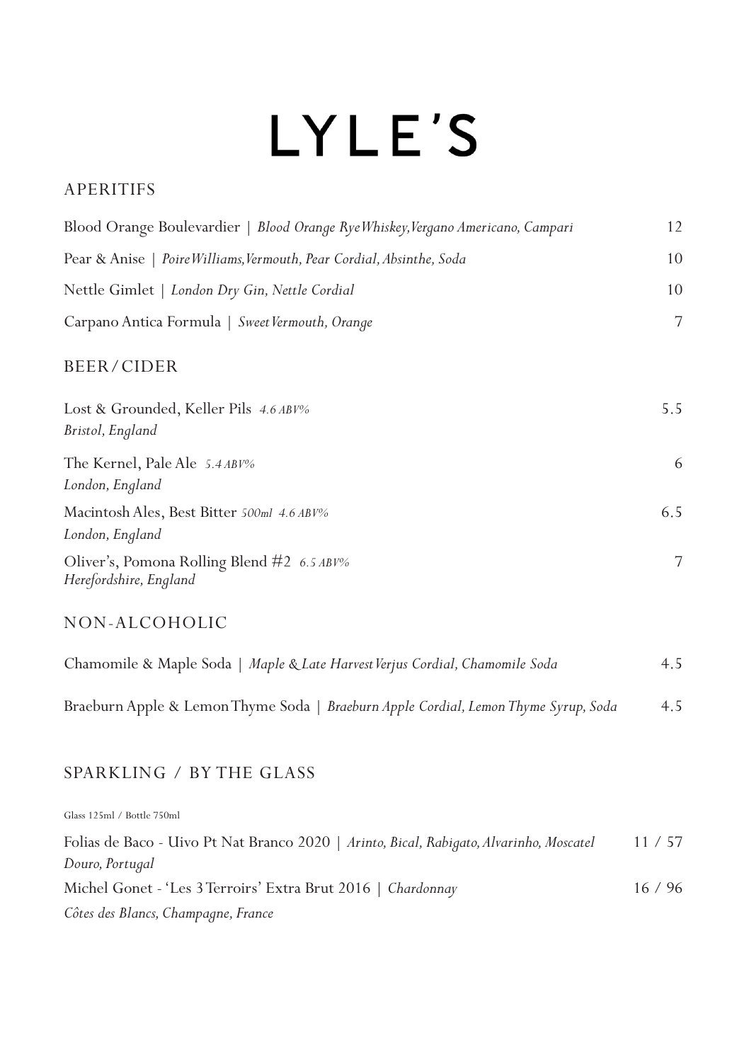# LYLE'S

## APERITIFS

Blood Orange Boulevardier | *Blood Orange Rye Whiskey, Vergano Americano, Campari* 12

Pear & Anise | *Poire Williams, Vermouth, Pear Cordial, Absinthe, Soda* 10

Nettle Gimlet | *London Dry Gin, Nettle Cordial* 10

Carpano Antica Formula | *Sweet Vermouth, Orange* 7

## BEER/CIDER

Lost & Grounded, Keller Pils *4.6 ABV%* 5.5
*Bristol, England*

The Kernel, Pale Ale *5.4 ABV%* 6
*London, England*

Macintosh Ales, Best Bitter *500ml 4.6 ABV%* 6.5
*London, England*

Oliver's, Pomona Rolling Blend #2 *6.5 ABV%* 7
*Herefordshire, England*

## NON-ALCOHOLIC

Chamomile & Maple Soda | *Maple & Late Harvest Verjus Cordial, Chamomile Soda* 4.5

Braeburn Apple & Lemon Thyme Soda | *Braeburn Apple Cordial, Lemon Thyme Syrup, Soda* 4.5

## SPARKLING / BY THE GLASS

Glass 125ml / Bottle 750ml

Folias de Baco - Uivo Pt Nat Branco 2020 | *Arinto, Bical, Rabigato, Alvarinho, Moscatel* 11 / 57
*Douro, Portugal*

Michel Gonet - 'Les 3 Terroirs' Extra Brut 2016 | *Chardonnay* 16 / 96
*Côtes des Blancs, Champagne, France*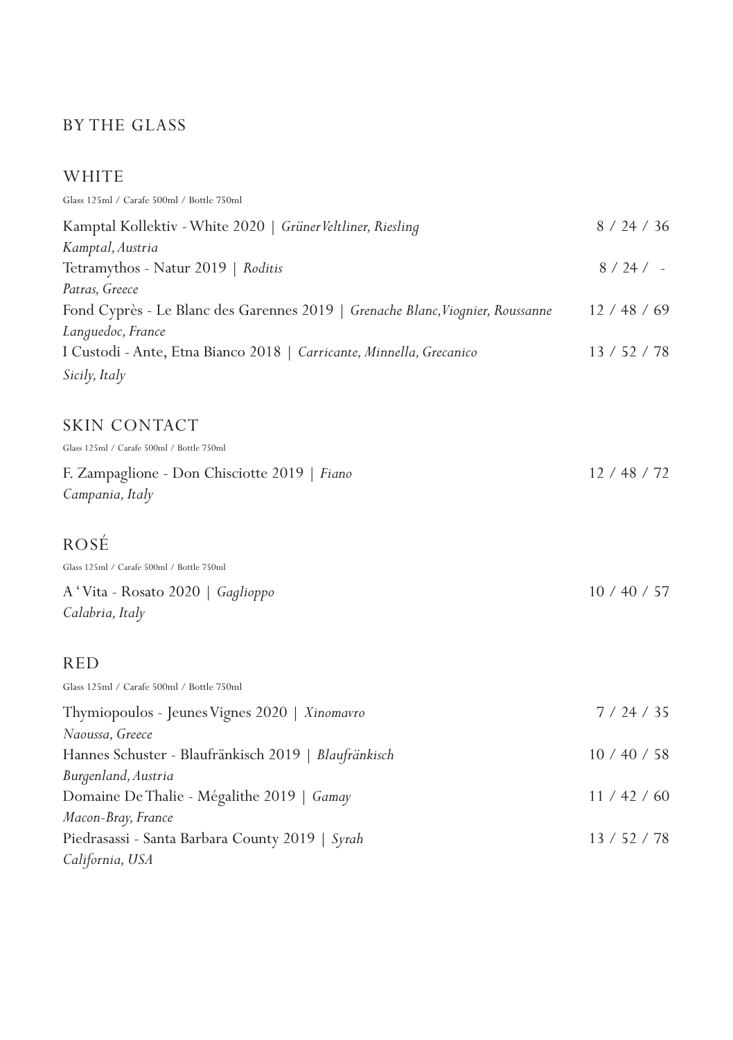# BY THE GLASS

## WHITE

Glass 125ml / Carafe 500ml / Bottle 750ml

| Wine | Price |
| --- | --- |
| Kamptal Kollektiv - White 2020 \| *Grüner Veltliner, Riesling*<br>*Kamptal, Austria* | 8 / 24 / 36 |
| Tetramythos - Natur 2019 \| *Roditis*<br>*Patras, Greece* | 8 / 24 / - |
| Fond Cyprès - Le Blanc des Garennes 2019 \| *Grenache Blanc, Viognier, Roussanne*<br>*Languedoc, France* | 12 / 48 / 69 |
| I Custodi - Ante, Etna Bianco 2018 \| *Carricante, Minnella, Grecanico*<br>*Sicily, Italy* | 13 / 52 / 78 |

## SKIN CONTACT

Glass 125ml / Carafe 500ml / Bottle 750ml

| Wine | Price |
| --- | --- |
| F. Zampaglione - Don Chisciotte 2019 \| *Fiano*<br>*Campania, Italy* | 12 / 48 / 72 |

## ROSÉ

Glass 125ml / Carafe 500ml / Bottle 750ml

| Wine | Price |
| --- | --- |
| A 'Vita - Rosato 2020 \| *Gaglioppo*<br>*Calabria, Italy* | 10 / 40 / 57 |

## RED

Glass 125ml / Carafe 500ml / Bottle 750ml

| Wine | Price |
| --- | --- |
| Thymiopoulos - Jeunes Vignes 2020 \| *Xinomavro*<br>*Naoussa, Greece* | 7 / 24 / 35 |
| Hannes Schuster - Blaufränkisch 2019 \| *Blaufränkisch*<br>*Burgenland, Austria* | 10 / 40 / 58 |
| Domaine De Thalie - Mégalithe 2019 \| *Gamay*<br>*Macon-Bray, France* | 11 / 42 / 60 |
| Piedrasassi - Santa Barbara County 2019 \| *Syrah*<br>*California, USA* | 13 / 52 / 78 |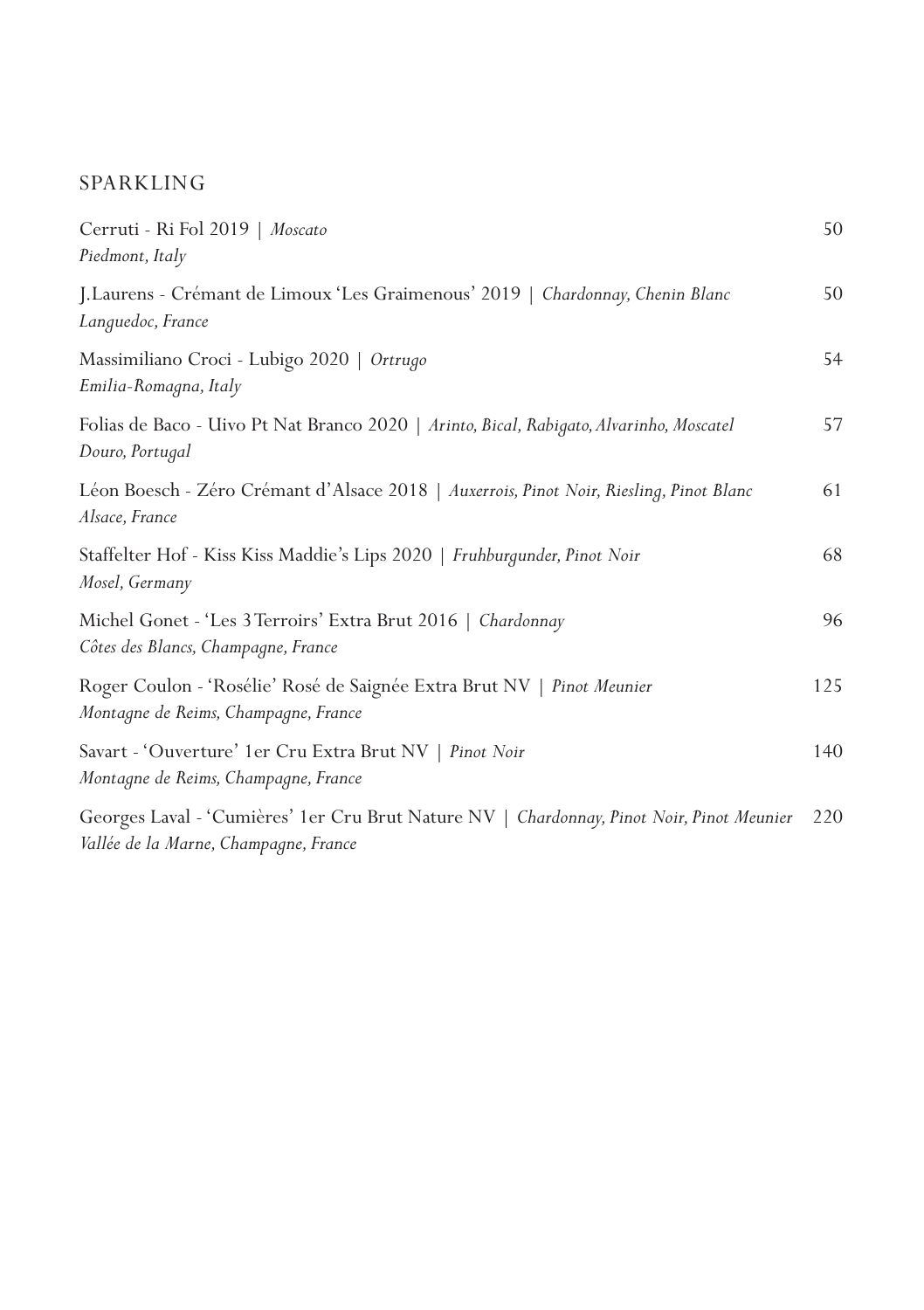## SPARKLING

Cerruti - Ri Fol 2019 | *Moscato* — 50
*Piedmont, Italy*

J.Laurens - Crémant de Limoux 'Les Graimenous' 2019 | *Chardonnay, Chenin Blanc* — 50
*Languedoc, France*

Massimiliano Croci - Lubigo 2020 | *Ortrugo* — 54
*Emilia-Romagna, Italy*

Folias de Baco - Uivo Pt Nat Branco 2020 | *Arinto, Bical, Rabigato, Alvarinho, Moscatel* — 57
*Douro, Portugal*

Léon Boesch - Zéro Crémant d'Alsace 2018 | *Auxerrois, Pinot Noir, Riesling, Pinot Blanc* — 61
*Alsace, France*

Staffelter Hof - Kiss Kiss Maddie's Lips 2020 | *Fruhburgunder, Pinot Noir* — 68
*Mosel, Germany*

Michel Gonet - 'Les 3 Terroirs' Extra Brut 2016 | *Chardonnay* — 96
*Côtes des Blancs, Champagne, France*

Roger Coulon - 'Rosélie' Rosé de Saignée Extra Brut NV | *Pinot Meunier* — 125
*Montagne de Reims, Champagne, France*

Savart - 'Ouverture' 1er Cru Extra Brut NV | *Pinot Noir* — 140
*Montagne de Reims, Champagne, France*

Georges Laval - 'Cumières' 1er Cru Brut Nature NV | *Chardonnay, Pinot Noir, Pinot Meunier* — 220
*Vallée de la Marne, Champagne, France*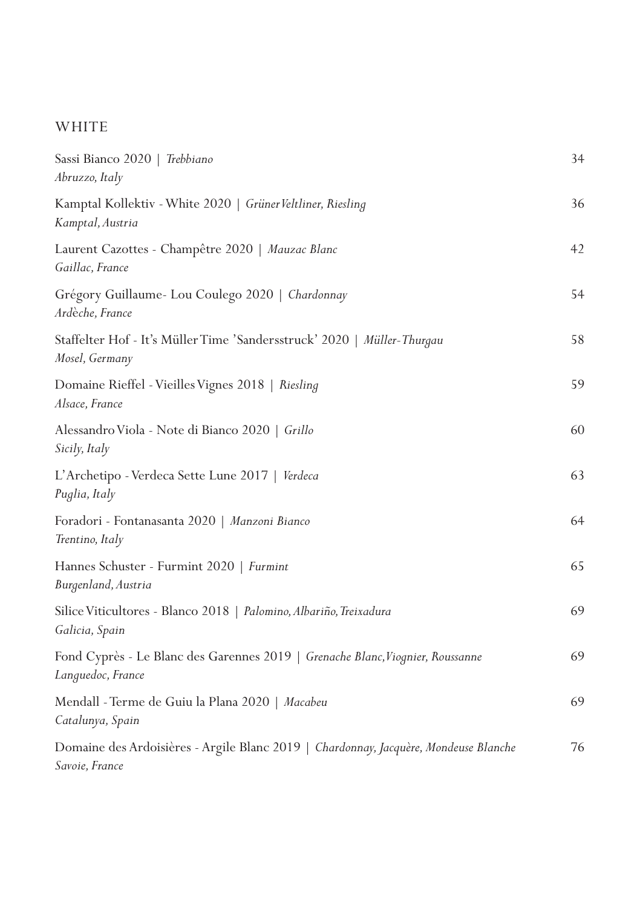## WHITE

Sassi Bianco 2020 | *Trebbiano* — 34
*Abruzzo, Italy*

Kamptal Kollektiv - White 2020 | *Grüner Veltliner, Riesling* — 36
*Kamptal, Austria*

Laurent Cazottes - Champêtre 2020 | *Mauzac Blanc* — 42
*Gaillac, France*

Grégory Guillaume- Lou Coulego 2020 | *Chardonnay* — 54
*Ardèche, France*

Staffelter Hof - It's Müller Time 'Sandersstruck' 2020 | *Müller-Thurgau* — 58
*Mosel, Germany*

Domaine Rieffel - Vieilles Vignes 2018 | *Riesling* — 59
*Alsace, France*

Alessandro Viola - Note di Bianco 2020 | *Grillo* — 60
*Sicily, Italy*

L'Archetipo - Verdeca Sette Lune 2017 | *Verdeca* — 63
*Puglia, Italy*

Foradori - Fontanasanta 2020 | *Manzoni Bianco* — 64
*Trentino, Italy*

Hannes Schuster - Furmint 2020 | *Furmint* — 65
*Burgenland, Austria*

Silice Viticultores - Blanco 2018 | *Palomino, Albariño, Treixadura* — 69
*Galicia, Spain*

Fond Cyprès - Le Blanc des Garennes 2019 | *Grenache Blanc, Viognier, Roussanne* — 69
*Languedoc, France*

Mendall - Terme de Guiu la Plana 2020 | *Macabeu* — 69
*Catalunya, Spain*

Domaine des Ardoisières - Argile Blanc 2019 | *Chardonnay, Jacquère, Mondeuse Blanche* — 76
*Savoie, France*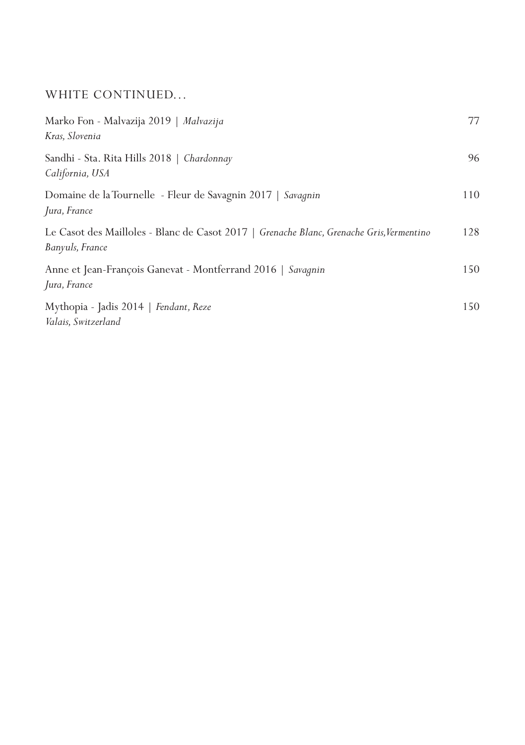## WHITE CONTINUED...

Marko Fon - Malvazija 2019 | *Malvazija* — 77
*Kras, Slovenia*

Sandhi - Sta. Rita Hills 2018 | *Chardonnay* — 96
*California, USA*

Domaine de la Tournelle - Fleur de Savagnin 2017 | *Savagnin* — 110
*Jura, France*

Le Casot des Mailloles - Blanc de Casot 2017 | *Grenache Blanc, Grenache Gris, Vermentino* — 128
*Banyuls, France*

Anne et Jean-François Ganevat - Montferrand 2016 | *Savagnin* — 150
*Jura, France*

Mythopia - Jadis 2014 | *Fendant, Reze* — 150
*Valais, Switzerland*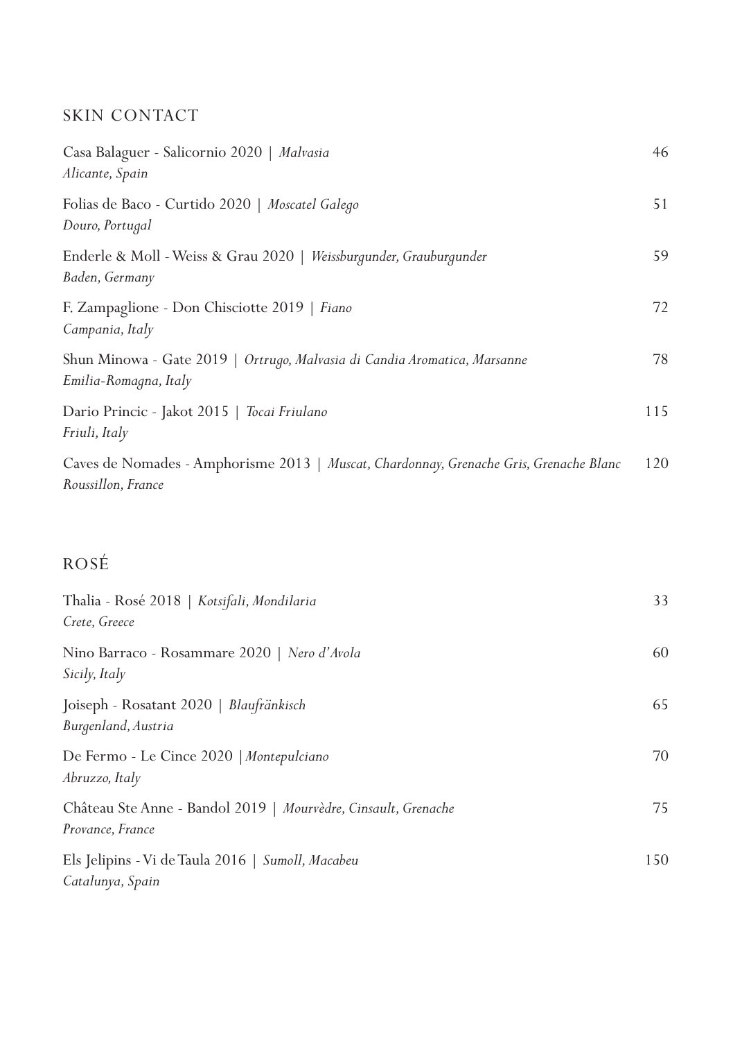## SKIN CONTACT

Casa Balaguer - Salicornio 2020 | *Malvasia* — 46
*Alicante, Spain*

Folias de Baco - Curtido 2020 | *Moscatel Galego* — 51
*Douro, Portugal*

Enderle & Moll - Weiss & Grau 2020 | *Weissburgunder, Grauburgunder* — 59
*Baden, Germany*

F. Zampaglione - Don Chisciotte 2019 | *Fiano* — 72
*Campania, Italy*

Shun Minowa - Gate 2019 | *Ortrugo, Malvasia di Candia Aromatica, Marsanne* — 78
*Emilia-Romagna, Italy*

Dario Princic - Jakot 2015 | *Tocai Friulano* — 115
*Friuli, Italy*

Caves de Nomades - Amphorisme 2013 | *Muscat, Chardonnay, Grenache Gris, Grenache Blanc* — 120
*Roussillon, France*

## ROSÉ

Thalia - Rosé 2018 | *Kotsifali, Mondilaria* — 33
*Crete, Greece*

Nino Barraco - Rosammare 2020 | *Nero d'Avola* — 60
*Sicily, Italy*

Joiseph - Rosatant 2020 | *Blaufränkisch* — 65
*Burgenland, Austria*

De Fermo - Le Cince 2020 | *Montepulciano* — 70
*Abruzzo, Italy*

Château Ste Anne - Bandol 2019 | *Mourvèdre, Cinsault, Grenache* — 75
*Provance, France*

Els Jelipins - Vi de Taula 2016 | *Sumoll, Macabeu* — 150
*Catalunya, Spain*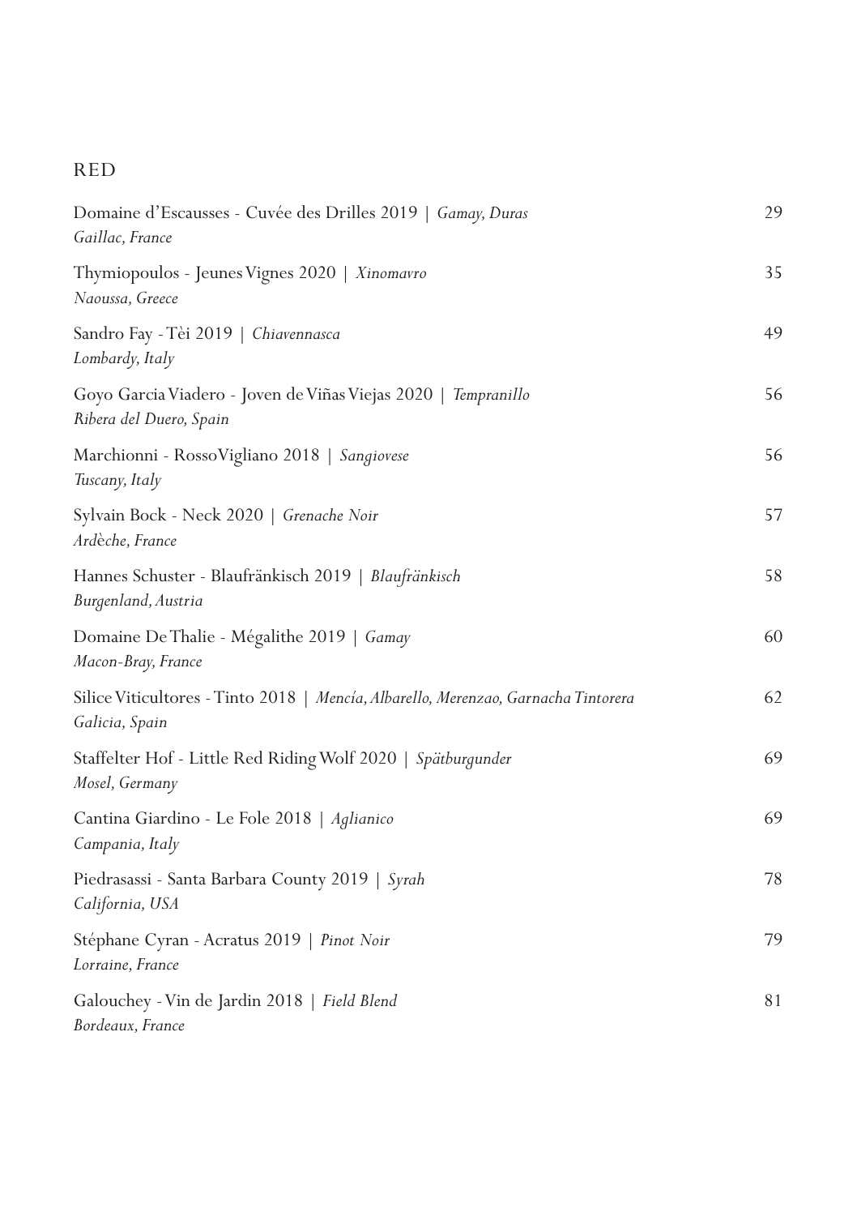## RED

| Wine | Price |
|---|---|
| Domaine d'Escausses - Cuvée des Drilles 2019 \| *Gamay, Duras*<br>*Gaillac, France* | 29 |
| Thymiopoulos - Jeunes Vignes 2020 \| *Xinomavro*<br>*Naoussa, Greece* | 35 |
| Sandro Fay - Tèi 2019 \| *Chiavennasca*<br>*Lombardy, Italy* | 49 |
| Goyo Garcia Viadero - Joven de Viñas Viejas 2020 \| *Tempranillo*<br>*Ribera del Duero, Spain* | 56 |
| Marchionni - RossoVigliano 2018 \| *Sangiovese*<br>*Tuscany, Italy* | 56 |
| Sylvain Bock - Neck 2020 \| *Grenache Noir*<br>*Ardèche, France* | 57 |
| Hannes Schuster - Blaufränkisch 2019 \| *Blaufränkisch*<br>*Burgenland, Austria* | 58 |
| Domaine De Thalie - Mégalithe 2019 \| *Gamay*<br>*Macon-Bray, France* | 60 |
| Silice Viticultores - Tinto 2018 \| *Mencía, Albarello, Merenzao, Garnacha Tintorera*<br>*Galicia, Spain* | 62 |
| Staffelter Hof - Little Red Riding Wolf 2020 \| *Spätburgunder*<br>*Mosel, Germany* | 69 |
| Cantina Giardino - Le Fole 2018 \| *Aglianico*<br>*Campania, Italy* | 69 |
| Piedrasassi - Santa Barbara County 2019 \| *Syrah*<br>*California, USA* | 78 |
| Stéphane Cyran - Acratus 2019 \| *Pinot Noir*<br>*Lorraine, France* | 79 |
| Galouchey - Vin de Jardin 2018 \| *Field Blend*<br>*Bordeaux, France* | 81 |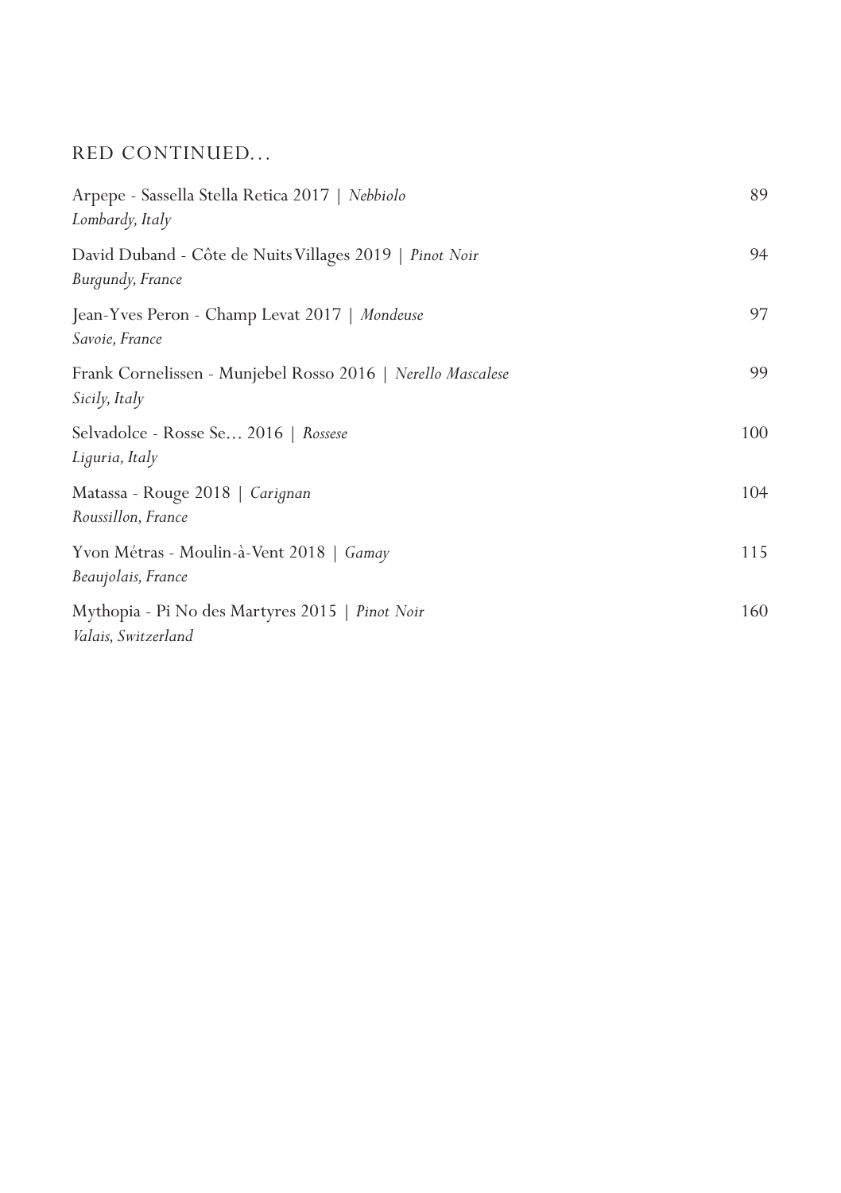## RED CONTINUED...

Arpepe - Sassella Stella Retica 2017 | *Nebbiolo* 89
*Lombardy, Italy*

David Duband - Côte de Nuits Villages 2019 | *Pinot Noir* 94
*Burgundy, France*

Jean-Yves Peron - Champ Levat 2017 | *Mondeuse* 97
*Savoie, France*

Frank Cornelissen - Munjebel Rosso 2016 | *Nerello Mascalese* 99
*Sicily, Italy*

Selvadolce - Rosse Se… 2016 | *Rossese* 100
*Liguria, Italy*

Matassa - Rouge 2018 | *Carignan* 104
*Roussillon, France*

Yvon Métras - Moulin-à-Vent 2018 | *Gamay* 115
*Beaujolais, France*

Mythopia - Pi No des Martyres 2015 | *Pinot Noir* 160
*Valais, Switzerland*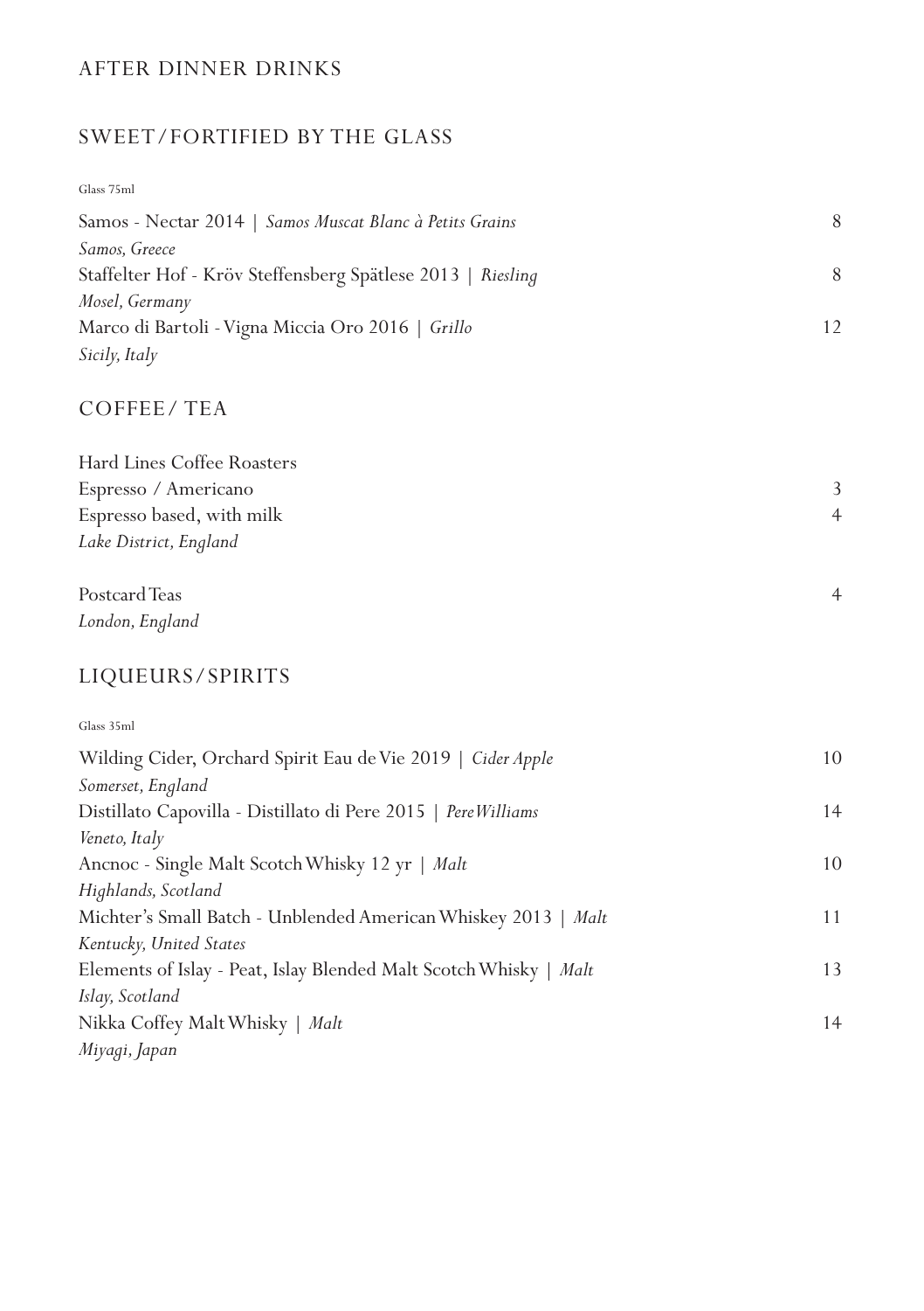# AFTER DINNER DRINKS

## SWEET/FORTIFIED BY THE GLASS

Glass 75ml

| | |
|---|---|
| Samos - Nectar 2014 \| *Samos Muscat Blanc à Petits Grains*<br>*Samos, Greece* | 8 |
| Staffelter Hof - Kröv Steffensberg Spätlese 2013 \| *Riesling*<br>*Mosel, Germany* | 8 |
| Marco di Bartoli - Vigna Miccia Oro 2016 \| *Grillo*<br>*Sicily, Italy* | 12 |

## COFFEE/ TEA

| | |
|---|---|
| Hard Lines Coffee Roasters | |
| Espresso / Americano | 3 |
| Espresso based, with milk | 4 |
| *Lake District, England* | |
| Postcard Teas<br>*London, England* | 4 |

## LIQUEURS/SPIRITS

Glass 35ml

| | |
|---|---|
| Wilding Cider, Orchard Spirit Eau de Vie 2019 \| *Cider Apple*<br>*Somerset, England* | 10 |
| Distillato Capovilla - Distillato di Pere 2015 \| *Pere Williams*<br>*Veneto, Italy* | 14 |
| Ancnoc - Single Malt Scotch Whisky 12 yr \| *Malt*<br>*Highlands, Scotland* | 10 |
| Michter's Small Batch - Unblended American Whiskey 2013 \| *Malt*<br>*Kentucky, United States* | 11 |
| Elements of Islay - Peat, Islay Blended Malt Scotch Whisky \| *Malt*<br>*Islay, Scotland* | 13 |
| Nikka Coffey Malt Whisky \| *Malt*<br>*Miyagi, Japan* | 14 |